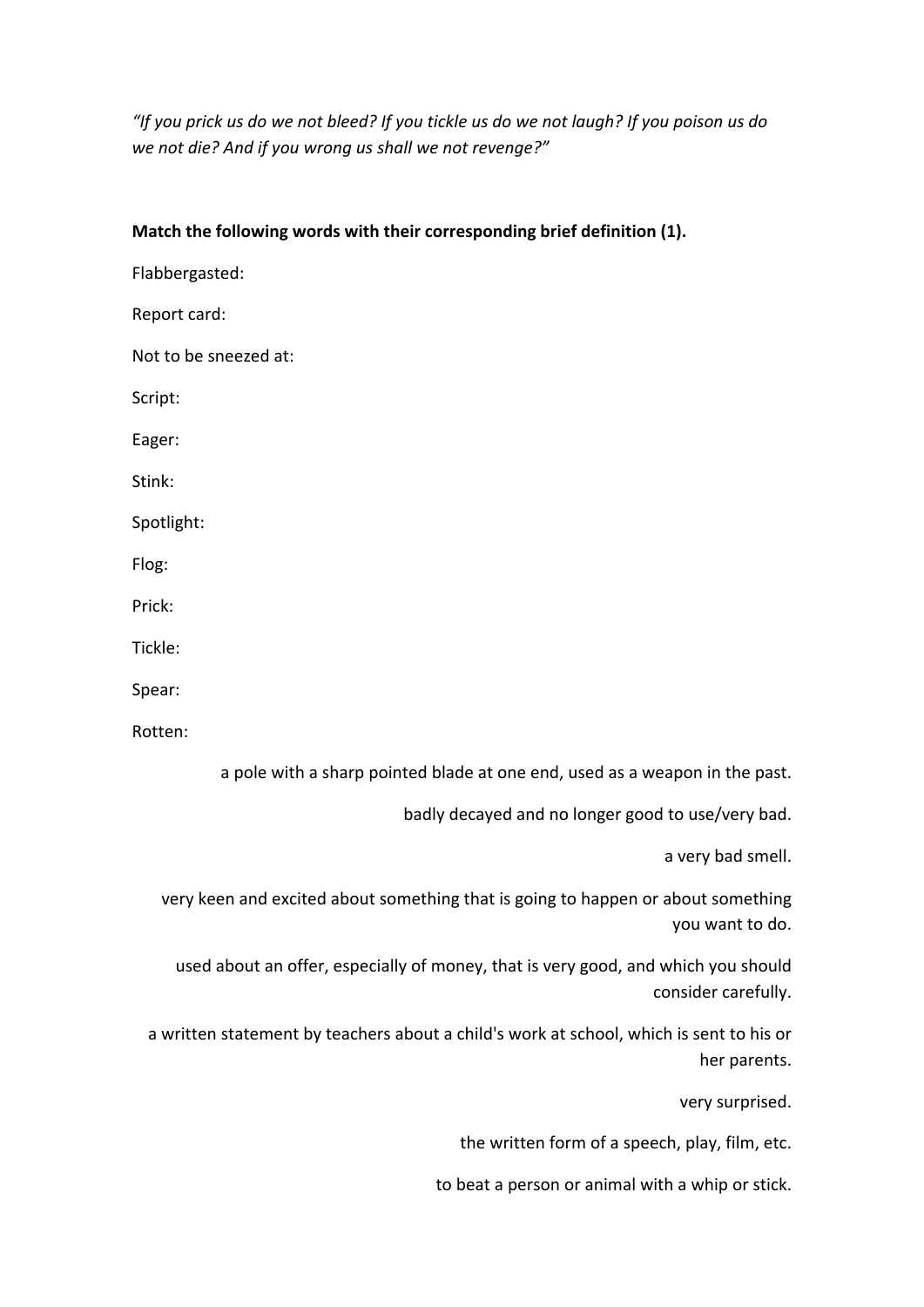*"If you prick us do we not bleed? If you tickle us do we not laugh? If you poison us do we not die? And if you wrong us shall we not revenge?"*

**Match the following words with their corresponding brief definition (1).**

Flabbergasted:

Report card:

Not to be sneezed at:

Script:

Eager:

Stink:

Spotlight:

Flog:

Prick:

Tickle:

Spear:

Rotten:

a pole with a sharp pointed blade at one end, used as a weapon in the past.

badly decayed and no longer good to use/very bad.

a very bad smell.

very keen and excited about something that is going to happen or about something you want to do.

used about an offer, especially of money, that is very good, and which you should consider carefully.

a written statement by teachers about a child's work at school, which is sent to his or her parents.

very surprised.

the written form of a speech, play, film, etc.

to beat a person or animal with a whip or stick.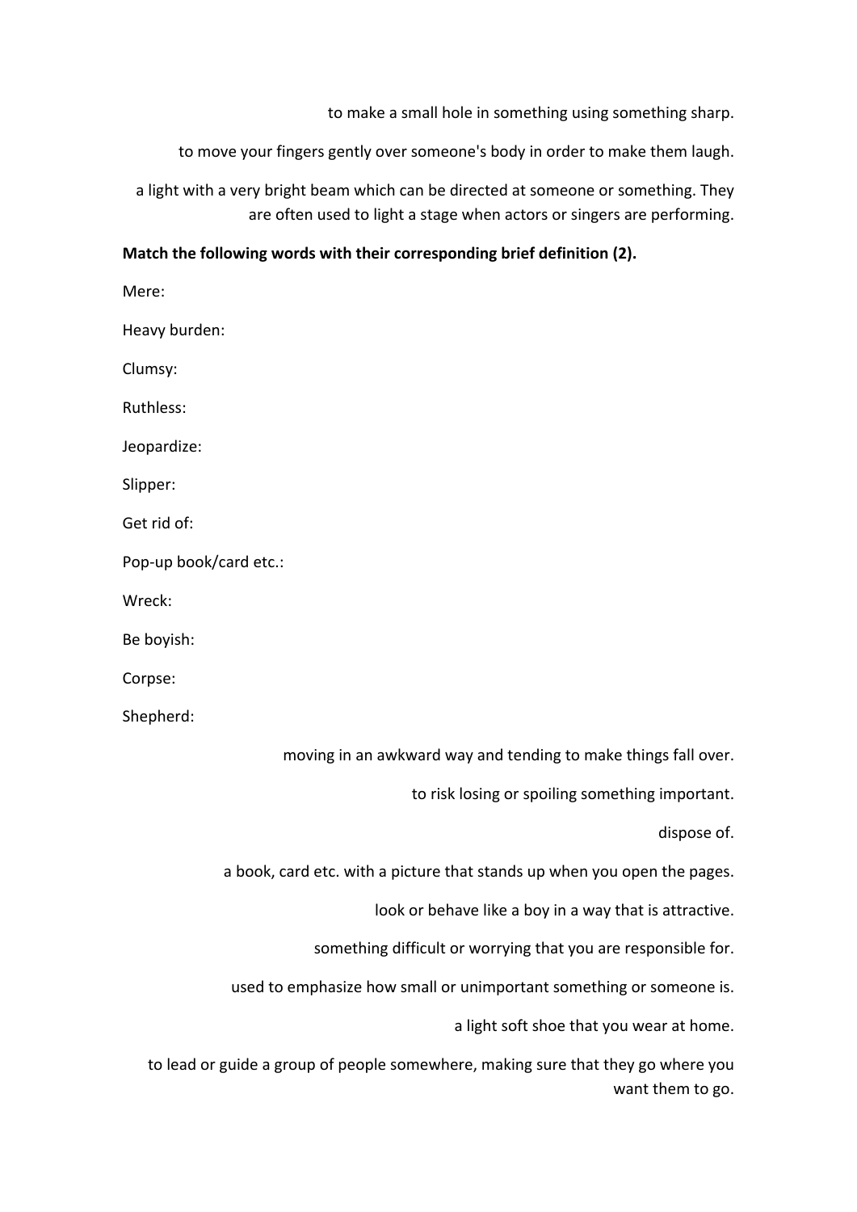to make a small hole in something using something sharp.

to move your fingers gently over someone's body in order to make them laugh.

a light with a very bright beam which can be directed at someone or something. They are often used to light a stage when actors or singers are performing.

**Match the following words with their corresponding brief definition (2).**

Mere:

Heavy burden:

Clumsy:

Ruthless:

Jeopardize:

Slipper:

Get rid of:

Pop-up book/card etc.:

Wreck:

Be boyish:

Corpse:

Shepherd:

moving in an awkward way and tending to make things fall over.

to risk losing or spoiling something important.

dispose of.

a book, card etc. with a picture that stands up when you open the pages.

look or behave like a boy in a way that is attractive.

something difficult or worrying that you are responsible for.

used to emphasize how small or unimportant something or someone is.

a light soft shoe that you wear at home.

to lead or guide a group of people somewhere, making sure that they go where you want them to go.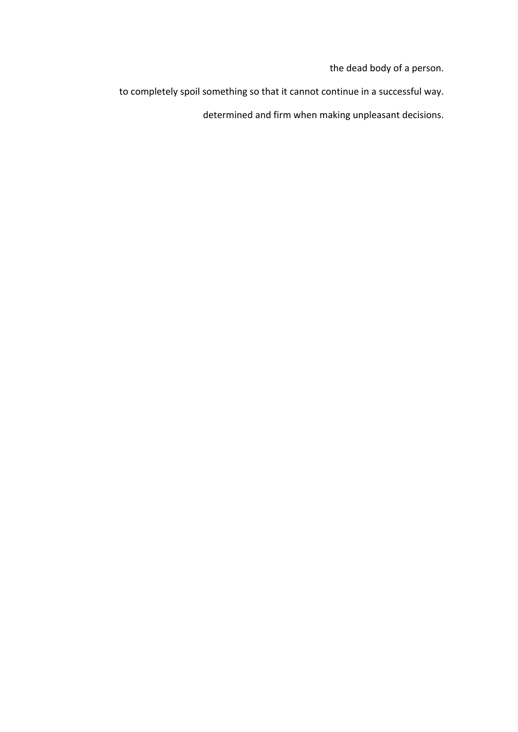the dead body of a person.

to completely spoil something so that it cannot continue in a successful way.

determined and firm when making unpleasant decisions.